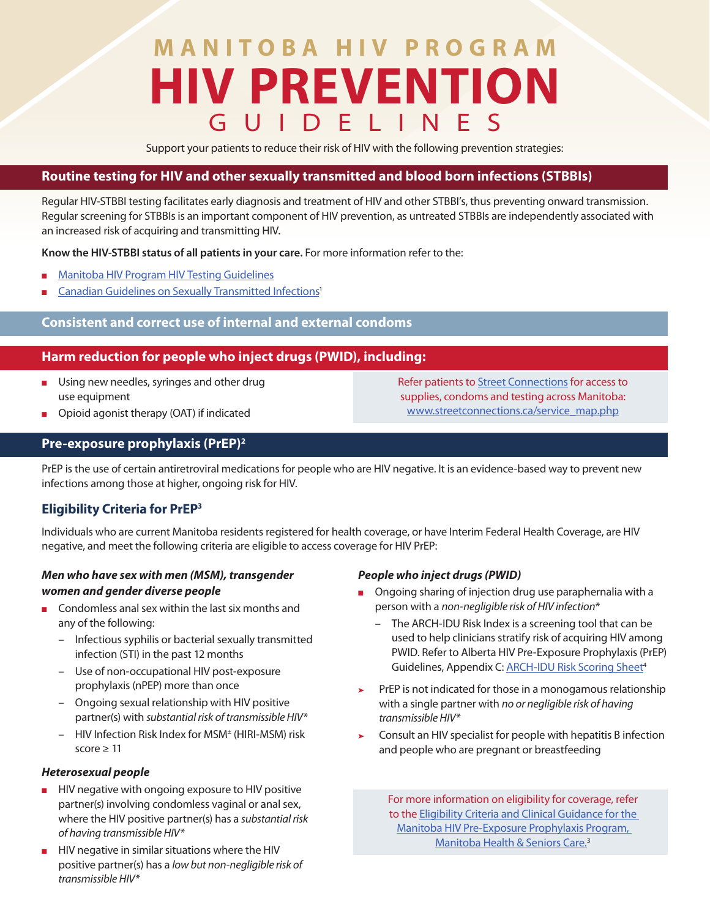# MANITOBA HIV PROGRAM HIV PREVENTION GUIDELINES

Support your patients to reduce their risk of HIV with the following prevention strategies:

## Routine testing for HIV and other sexually transmitted and blood born infections (STBBIs)

Regular HIV-STBBI testing facilitates early diagnosis and treatment of HIV and other STBBI's, thus preventing onward transmission. Regular screening for STBBIs is an important component of HIV prevention, as untreated STBBIs are independently associated with an increased risk of acquiring and transmitting HIV.

**Know the HIV-STBBI status of all patients in your care.** For more information refer to the:

- Manitoba HIV Program HIV Testing Guidelines
- Canadian Guidelines on Sexually Transmitted Infections[1]

## Consistent and correct use of internal and external condoms

## Harm reduction for people who inject drugs (PWID), including:

- Using new needles, syringes and other drug use equipment
- Opioid agonist therapy (OAT) if indicated

Refer patients to Street Connections for access to supplies, condoms and testing across Manitoba: www.streetconnections.ca/service_map.php

## Pre-exposure prophylaxis (PrEP)[2]

PrEP is the use of certain antiretroviral medications for people who are HIV negative. It is an evidence-based way to prevent new infections among those at higher, ongoing risk for HIV.

### Eligibility Criteria for PrEP[3]

Individuals who are current Manitoba residents registered for health coverage, or have Interim Federal Health Coverage, are HIV negative, and meet the following criteria are eligible to access coverage for HIV PrEP:

***Men who have sex with men (MSM), transgender women and gender diverse people***

- Condomless anal sex within the last six months and any of the following:
  - Infectious syphilis or bacterial sexually transmitted infection (STI) in the past 12 months
  - Use of non-occupational HIV post-exposure prophylaxis (nPEP) more than once
  - Ongoing sexual relationship with HIV positive partner(s) with *substantial risk of transmissible HIV**
  - HIV Infection Risk Index for MSM± (HIRI-MSM) risk score ≥ 11

***Heterosexual people***

- HIV negative with ongoing exposure to HIV positive partner(s) involving condomless vaginal or anal sex, where the HIV positive partner(s) has a *substantial risk of having transmissible HIV**
- HIV negative in similar situations where the HIV positive partner(s) has a *low but non-negligible risk of transmissible HIV**

***People who inject drugs (PWID)***

- Ongoing sharing of injection drug use paraphernalia with a person with a *non-negligible risk of HIV infection**
  - The ARCH-IDU Risk Index is a screening tool that can be used to help clinicians stratify risk of acquiring HIV among PWID. Refer to Alberta HIV Pre-Exposure Prophylaxis (PrEP) Guidelines, Appendix C: ARCH-IDU Risk Scoring Sheet[4]

➤ PrEP is not indicated for those in a monogamous relationship with a single partner with *no or negligible risk of having transmissible HIV**

➤ Consult an HIV specialist for people with hepatitis B infection and people who are pregnant or breastfeeding

For more information on eligibility for coverage, refer to the Eligibility Criteria and Clinical Guidance for the Manitoba HIV Pre-Exposure Prophylaxis Program, Manitoba Health & Seniors Care.[3]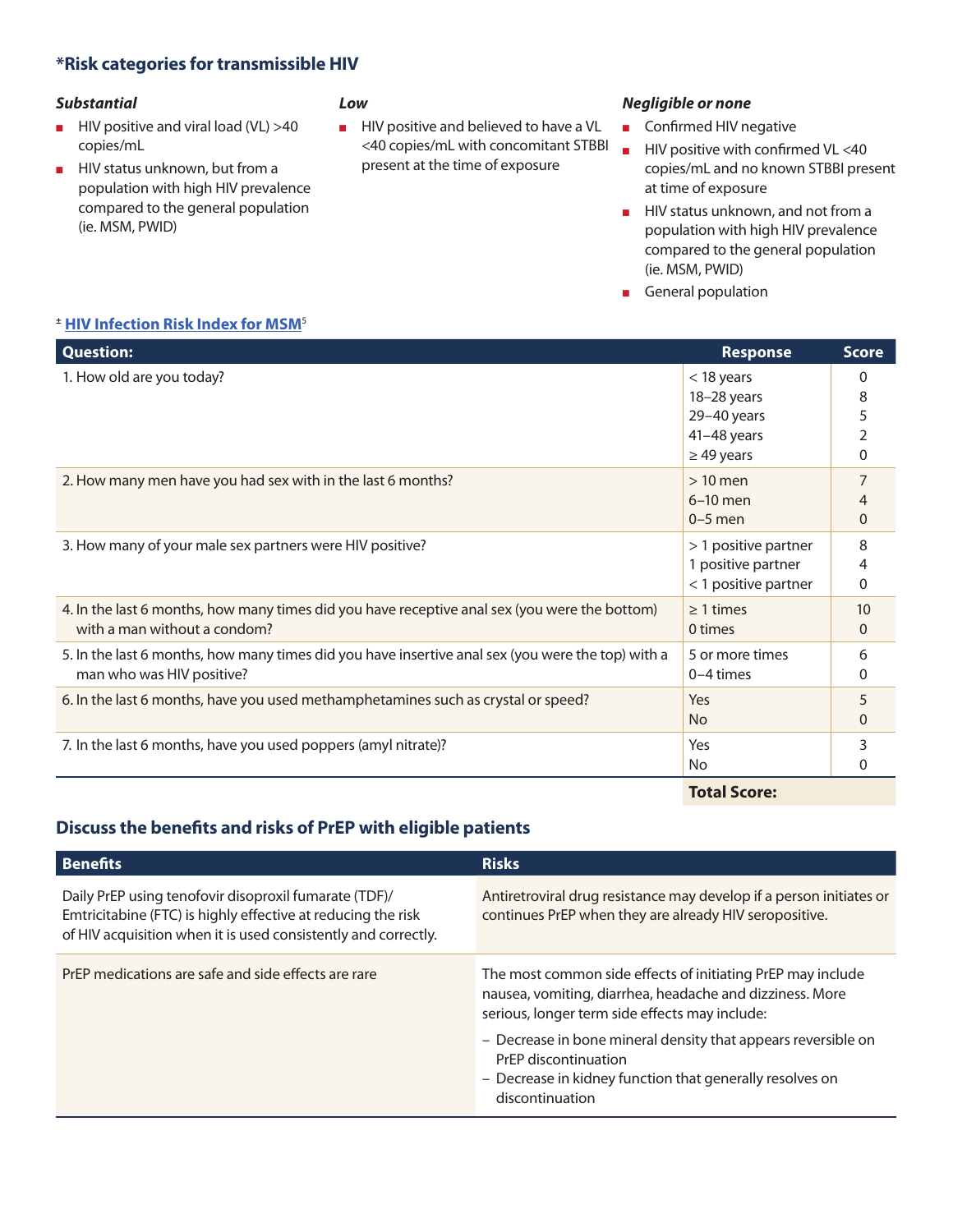## *Risk categories for transmissible HIV

### *Substantial*

- HIV positive and viral load (VL) >40 copies/mL
- HIV status unknown, but from a population with high HIV prevalence compared to the general population (ie. MSM, PWID)

### *Low*

- HIV positive and believed to have a VL <40 copies/mL with concomitant STBBI present at the time of exposure

### *Negligible or none*

- Confirmed HIV negative
- HIV positive with confirmed VL <40 copies/mL and no known STBBI present at time of exposure
- HIV status unknown, and not from a population with high HIV prevalence compared to the general population (ie. MSM, PWID)
- General population

## ± HIV Infection Risk Index for MSM[5]

| Question: | Response | Score |
|---|---|---|
| 1. How old are you today? | < 18 years<br>18–28 years<br>29–40 years<br>41–48 years<br>≥ 49 years | 0<br>8<br>5<br>2<br>0 |
| 2. How many men have you had sex with in the last 6 months? | > 10 men<br>6–10 men<br>0–5 men | 7<br>4<br>0 |
| 3. How many of your male sex partners were HIV positive? | > 1 positive partner<br>1 positive partner<br>< 1 positive partner | 8<br>4<br>0 |
| 4. In the last 6 months, how many times did you have receptive anal sex (you were the bottom) with a man without a condom? | ≥ 1 times<br>0 times | 10<br>0 |
| 5. In the last 6 months, how many times did you have insertive anal sex (you were the top) with a man who was HIV positive? | 5 or more times<br>0–4 times | 6<br>0 |
| 6. In the last 6 months, have you used methamphetamines such as crystal or speed? | Yes<br>No | 5<br>0 |
| 7. In the last 6 months, have you used poppers (amyl nitrate)? | Yes<br>No | 3<br>0 |
| | **Total Score:** | |

## Discuss the benefits and risks of PrEP with eligible patients

| Benefits | Risks |
|---|---|
| Daily PrEP using tenofovir disoproxil fumarate (TDF)/ Emtricitabine (FTC) is highly effective at reducing the risk of HIV acquisition when it is used consistently and correctly. | Antiretroviral drug resistance may develop if a person initiates or continues PrEP when they are already HIV seropositive. |
| PrEP medications are safe and side effects are rare | The most common side effects of initiating PrEP may include nausea, vomiting, diarrhea, headache and dizziness. More serious, longer term side effects may include:<br>– Decrease in bone mineral density that appears reversible on PrEP discontinuation<br>– Decrease in kidney function that generally resolves on discontinuation |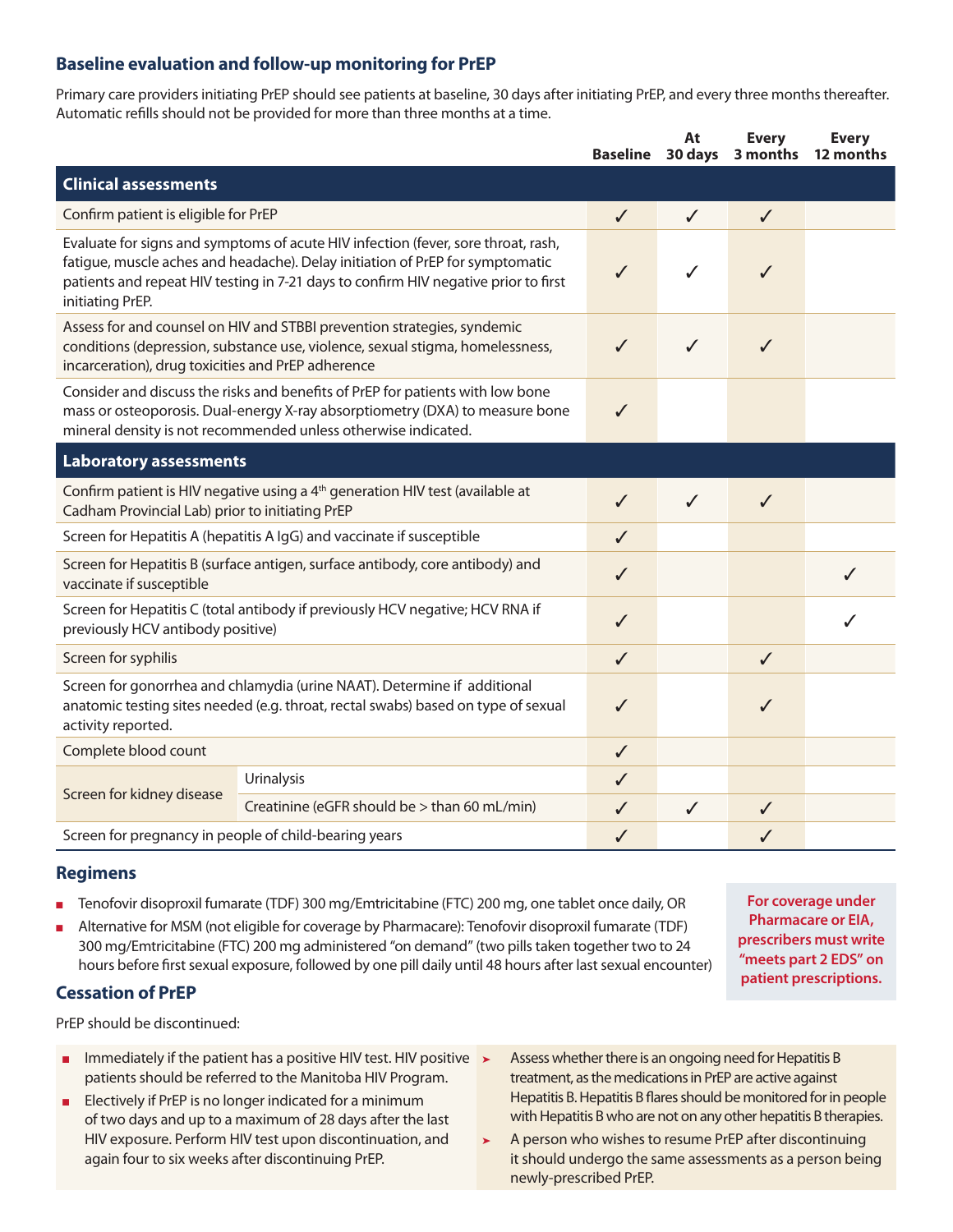## Baseline evaluation and follow-up monitoring for PrEP

Primary care providers initiating PrEP should see patients at baseline, 30 days after initiating PrEP, and every three months thereafter. Automatic refills should not be provided for more than three months at a time.

| | | Baseline | At 30 days | Every 3 months | Every 12 months |
|---|---|---|---|---|---|
| **Clinical assessments** | | | | | |
| Confirm patient is eligible for PrEP | | ✓ | ✓ | ✓ | |
| Evaluate for signs and symptoms of acute HIV infection (fever, sore throat, rash, fatigue, muscle aches and headache). Delay initiation of PrEP for symptomatic patients and repeat HIV testing in 7-21 days to confirm HIV negative prior to first initiating PrEP. | | ✓ | ✓ | ✓ | |
| Assess for and counsel on HIV and STBBI prevention strategies, syndemic conditions (depression, substance use, violence, sexual stigma, homelessness, incarceration), drug toxicities and PrEP adherence | | ✓ | ✓ | ✓ | |
| Consider and discuss the risks and benefits of PrEP for patients with low bone mass or osteoporosis. Dual-energy X-ray absorptiometry (DXA) to measure bone mineral density is not recommended unless otherwise indicated. | | ✓ | | | |
| **Laboratory assessments** | | | | | |
| Confirm patient is HIV negative using a 4th generation HIV test (available at Cadham Provincial Lab) prior to initiating PrEP | | ✓ | ✓ | ✓ | |
| Screen for Hepatitis A (hepatitis A IgG) and vaccinate if susceptible | | ✓ | | | |
| Screen for Hepatitis B (surface antigen, surface antibody, core antibody) and vaccinate if susceptible | | ✓ | | | ✓ |
| Screen for Hepatitis C (total antibody if previously HCV negative; HCV RNA if previously HCV antibody positive) | | ✓ | | | ✓ |
| Screen for syphilis | | ✓ | | ✓ | |
| Screen for gonorrhea and chlamydia (urine NAAT). Determine if additional anatomic testing sites needed (e.g. throat, rectal swabs) based on type of sexual activity reported. | | ✓ | | ✓ | |
| Complete blood count | | ✓ | | | |
| Screen for kidney disease | Urinalysis | ✓ | | | |
| | Creatinine (eGFR should be > than 60 mL/min) | ✓ | ✓ | ✓ | |
| Screen for pregnancy in people of child-bearing years | | ✓ | | ✓ | |

## Regimens

- Tenofovir disoproxil fumarate (TDF) 300 mg/Emtricitabine (FTC) 200 mg, one tablet once daily, OR
- Alternative for MSM (not eligible for coverage by Pharmacare): Tenofovir disoproxil fumarate (TDF) 300 mg/Emtricitabine (FTC) 200 mg administered "on demand" (two pills taken together two to 24 hours before first sexual exposure, followed by one pill daily until 48 hours after last sexual encounter)

**For coverage under Pharmacare or EIA, prescribers must write "meets part 2 EDS" on patient prescriptions.**

## Cessation of PrEP

PrEP should be discontinued:

- Immediately if the patient has a positive HIV test. HIV positive patients should be referred to the Manitoba HIV Program.
- Electively if PrEP is no longer indicated for a minimum of two days and up to a maximum of 28 days after the last HIV exposure. Perform HIV test upon discontinuation, and again four to six weeks after discontinuing PrEP.

- Assess whether there is an ongoing need for Hepatitis B treatment, as the medications in PrEP are active against Hepatitis B. Hepatitis B flares should be monitored for in people with Hepatitis B who are not on any other hepatitis B therapies.
- A person who wishes to resume PrEP after discontinuing it should undergo the same assessments as a person being newly-prescribed PrEP.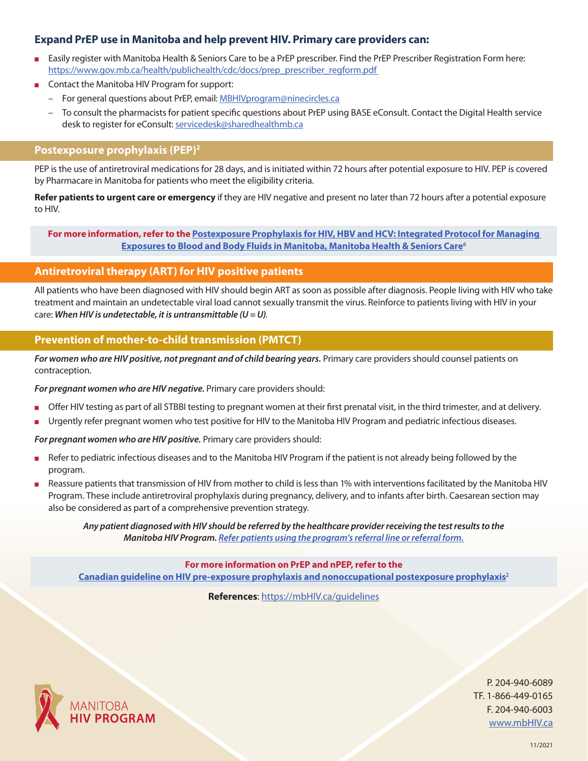## Expand PrEP use in Manitoba and help prevent HIV. Primary care providers can:

- Easily register with Manitoba Health & Seniors Care to be a PrEP prescriber. Find the PrEP Prescriber Registration Form here: https://www.gov.mb.ca/health/publichealth/cdc/docs/prep_prescriber_regform.pdf
- Contact the Manitoba HIV Program for support:
  - For general questions about PrEP, email: MBHIVprogram@ninecircles.ca
  - To consult the pharmacists for patient specific questions about PrEP using BASE eConsult. Contact the Digital Health service desk to register for eConsult: servicedesk@sharedhealthmb.ca

## Postexposure prophylaxis (PEP)[2]

PEP is the use of antiretroviral medications for 28 days, and is initiated within 72 hours after potential exposure to HIV. PEP is covered by Pharmacare in Manitoba for patients who meet the eligibility criteria.

**Refer patients to urgent care or emergency** if they are HIV negative and present no later than 72 hours after a potential exposure to HIV.

**For more information, refer to the Postexposure Prophylaxis for HIV, HBV and HCV: Integrated Protocol for Managing Exposures to Blood and Body Fluids in Manitoba, Manitoba Health & Seniors Care**[6]

## Antiretroviral therapy (ART) for HIV positive patients

All patients who have been diagnosed with HIV should begin ART as soon as possible after diagnosis. People living with HIV who take treatment and maintain an undetectable viral load cannot sexually transmit the virus. Reinforce to patients living with HIV in your care: ***When HIV is undetectable, it is untransmittable (U = U).***

## Prevention of mother-to-child transmission (PMTCT)

***For women who are HIV positive, not pregnant and of child bearing years.*** Primary care providers should counsel patients on contraception.

***For pregnant women who are HIV negative.*** Primary care providers should:

- Offer HIV testing as part of all STBBI testing to pregnant women at their first prenatal visit, in the third trimester, and at delivery.
- Urgently refer pregnant women who test positive for HIV to the Manitoba HIV Program and pediatric infectious diseases.

***For pregnant women who are HIV positive.*** Primary care providers should:

- Refer to pediatric infectious diseases and to the Manitoba HIV Program if the patient is not already being followed by the program.
- Reassure patients that transmission of HIV from mother to child is less than 1% with interventions facilitated by the Manitoba HIV Program. These include antiretroviral prophylaxis during pregnancy, delivery, and to infants after birth. Caesarean section may also be considered as part of a comprehensive prevention strategy.

***Any patient diagnosed with HIV should be referred by the healthcare provider receiving the test results to the Manitoba HIV Program. Refer patients using the program's referral line or referral form.***

**For more information on PrEP and nPEP, refer to the Canadian guideline on HIV pre-exposure prophylaxis and nonoccupational postexposure prophylaxis**[2]

**References**: https://mbHIV.ca/guidelines

MANITOBA HIV PROGRAM

P. 204-940-6089
TF. 1-866-449-0165
F. 204-940-6003
www.mbHIV.ca

11/2021